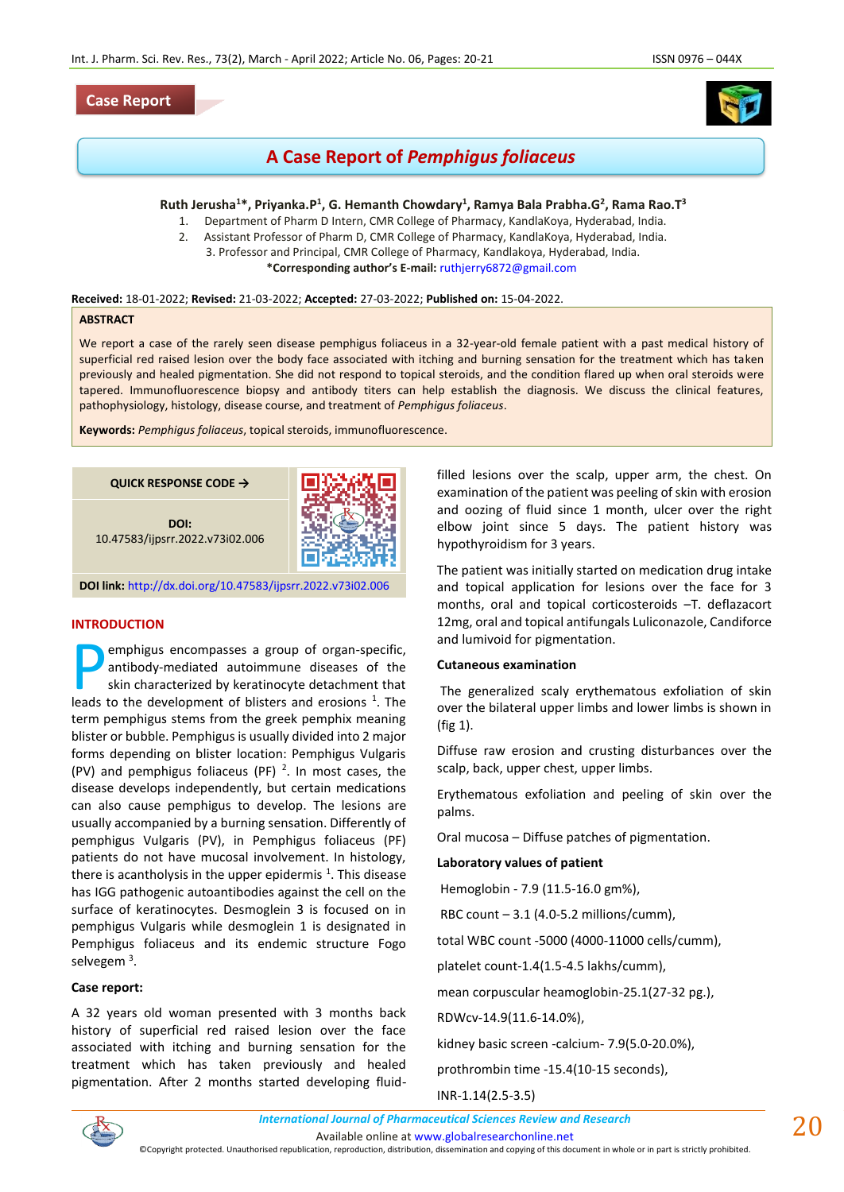Case Report

# A Case Report of *Pemphigus foliaceus*

**Ruth Jerusha[1]*, Priyanka.P[1], G. Hemanth Chowdary[1], Ramya Bala Prabha.G[2], Rama Rao.T[3]**

1. Department of Pharm D Intern, CMR College of Pharmacy, KandlaKoya, Hyderabad, India.
2. Assistant Professor of Pharm D, CMR College of Pharmacy, KandlaKoya, Hyderabad, India.
3. Professor and Principal, CMR College of Pharmacy, Kandlakoya, Hyderabad, India.

***Corresponding author's E-mail:** ruthjerry6872@gmail.com

**Received:** 18-01-2022; **Revised:** 21-03-2022; **Accepted:** 27-03-2022; **Published on:** 15-04-2022.

## ABSTRACT

We report a case of the rarely seen disease pemphigus foliaceus in a 32-year-old female patient with a past medical history of superficial red raised lesion over the body face associated with itching and burning sensation for the treatment which has taken previously and healed pigmentation. She did not respond to topical steroids, and the condition flared up when oral steroids were tapered. Immunofluorescence biopsy and antibody titers can help establish the diagnosis. We discuss the clinical features, pathophysiology, histology, disease course, and treatment of *Pemphigus foliaceus*.

**Keywords:** *Pemphigus foliaceus*, topical steroids, immunofluorescence.

**QUICK RESPONSE CODE →**

**DOI:** 10.47583/ijpsrr.2022.v73i02.006

**DOI link:** http://dx.doi.org/10.47583/ijpsrr.2022.v73i02.006

## INTRODUCTION

Pemphigus encompasses a group of organ-specific, antibody-mediated autoimmune diseases of the skin characterized by keratinocyte detachment that leads to the development of blisters and erosions [1]. The term pemphigus stems from the greek pemphix meaning blister or bubble. Pemphigus is usually divided into 2 major forms depending on blister location: Pemphigus Vulgaris (PV) and pemphigus foliaceus (PF) [2]. In most cases, the disease develops independently, but certain medications can also cause pemphigus to develop. The lesions are usually accompanied by a burning sensation. Differently of pemphigus Vulgaris (PV), in Pemphigus foliaceus (PF) patients do not have mucosal involvement. In histology, there is acantholysis in the upper epidermis [1]. This disease has IGG pathogenic autoantibodies against the cell on the surface of keratinocytes. Desmoglein 3 is focused on in pemphigus Vulgaris while desmoglein 1 is designated in Pemphigus foliaceus and its endemic structure Fogo selvegem [3].

### Case report:

A 32 years old woman presented with 3 months back history of superficial red raised lesion over the face associated with itching and burning sensation for the treatment which has taken previously and healed pigmentation. After 2 months started developing fluid-filled lesions over the scalp, upper arm, the chest. On examination of the patient was peeling of skin with erosion and oozing of fluid since 1 month, ulcer over the right elbow joint since 5 days. The patient history was hypothyroidism for 3 years.

The patient was initially started on medication drug intake and topical application for lesions over the face for 3 months, oral and topical corticosteroids –T. deflazacort 12mg, oral and topical antifungals Luliconazole, Candiforce and lumivoid for pigmentation.

### Cutaneous examination

The generalized scaly erythematous exfoliation of skin over the bilateral upper limbs and lower limbs is shown in (fig 1).

Diffuse raw erosion and crusting disturbances over the scalp, back, upper chest, upper limbs.

Erythematous exfoliation and peeling of skin over the palms.

Oral mucosa – Diffuse patches of pigmentation.

### Laboratory values of patient

Hemoglobin - 7.9 (11.5-16.0 gm%),

RBC count – 3.1 (4.0-5.2 millions/cumm),

total WBC count -5000 (4000-11000 cells/cumm),

platelet count-1.4(1.5-4.5 lakhs/cumm),

mean corpuscular heamoglobin-25.1(27-32 pg.),

RDWcv-14.9(11.6-14.0%),

kidney basic screen -calcium- 7.9(5.0-20.0%),

prothrombin time -15.4(10-15 seconds),

INR-1.14(2.5-3.5)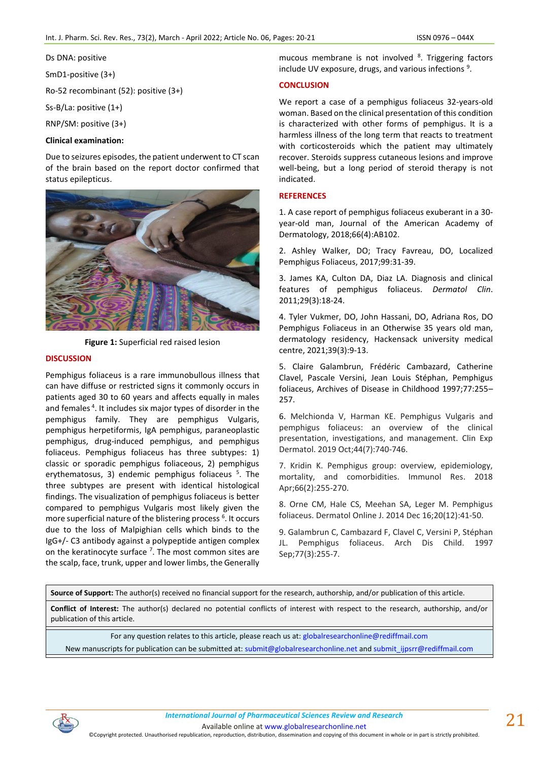Ds DNA: positive

SmD1-positive (3+)

Ro-52 recombinant (52): positive (3+)

Ss-B/La: positive (1+)

RNP/SM: positive (3+)

**Clinical examination:**

Due to seizures episodes, the patient underwent to CT scan of the brain based on the report doctor confirmed that status epilepticus.

**Figure 1:** Superficial red raised lesion

## DISCUSSION

Pemphigus foliaceus is a rare immunobullous illness that can have diffuse or restricted signs it commonly occurs in patients aged 30 to 60 years and affects equally in males and females [4]. It includes six major types of disorder in the pemphigus family. They are pemphigus Vulgaris, pemphigus herpetiformis, IgA pemphigus, paraneoplastic pemphigus, drug-induced pemphigus, and pemphigus foliaceus. Pemphigus foliaceus has three subtypes: 1) classic or sporadic pemphigus foliaceous, 2) pemphigus erythematosus, 3) endemic pemphigus foliaceus [5]. The three subtypes are present with identical histological findings. The visualization of pemphigus foliaceus is better compared to pemphigus Vulgaris most likely given the more superficial nature of the blistering process [6]. It occurs due to the loss of Malpighian cells which binds to the IgG+/- C3 antibody against a polypeptide antigen complex on the keratinocyte surface [7]. The most common sites are the scalp, face, trunk, upper and lower limbs, the Generally mucous membrane is not involved [8]. Triggering factors include UV exposure, drugs, and various infections [9].

## CONCLUSION

We report a case of a pemphigus foliaceus 32-years-old woman. Based on the clinical presentation of this condition is characterized with other forms of pemphigus. It is a harmless illness of the long term that reacts to treatment with corticosteroids which the patient may ultimately recover. Steroids suppress cutaneous lesions and improve well-being, but a long period of steroid therapy is not indicated.

## REFERENCES

1. A case report of pemphigus foliaceus exuberant in a 30-year-old man, Journal of the American Academy of Dermatology, 2018;66(4):AB102.

2. Ashley Walker, DO; Tracy Favreau, DO, Localized Pemphigus Foliaceus, 2017;99:31-39.

3. James KA, Culton DA, Diaz LA. Diagnosis and clinical features of pemphigus foliaceus. *Dermatol Clin*. 2011;29(3):18-24.

4. Tyler Vukmer, DO, John Hassani, DO, Adriana Ros, DO Pemphigus Foliaceus in an Otherwise 35 years old man, dermatology residency, Hackensack university medical centre, 2021;39(3):9-13.

5. Claire Galambrun, Frédéric Cambazard, Catherine Clavel, Pascale Versini, Jean Louis Stéphan, Pemphigus foliaceus, Archives of Disease in Childhood 1997;77:255–257.

6. Melchionda V, Harman KE. Pemphigus Vulgaris and pemphigus foliaceus: an overview of the clinical presentation, investigations, and management. Clin Exp Dermatol. 2019 Oct;44(7):740-746.

7. Kridin K. Pemphigus group: overview, epidemiology, mortality, and comorbidities. Immunol Res. 2018 Apr;66(2):255-270.

8. Orne CM, Hale CS, Meehan SA, Leger M. Pemphigus foliaceus. Dermatol Online J. 2014 Dec 16;20(12):41-50.

9. Galambrun C, Cambazard F, Clavel C, Versini P, Stéphan JL. Pemphigus foliaceus. Arch Dis Child. 1997 Sep;77(3):255-7.

**Source of Support:** The author(s) received no financial support for the research, authorship, and/or publication of this article.

**Conflict of Interest:** The author(s) declared no potential conflicts of interest with respect to the research, authorship, and/or publication of this article.

For any question relates to this article, please reach us at: globalresearchonline@rediffmail.com

New manuscripts for publication can be submitted at: submit@globalresearchonline.net and submit_ijpsrr@rediffmail.com